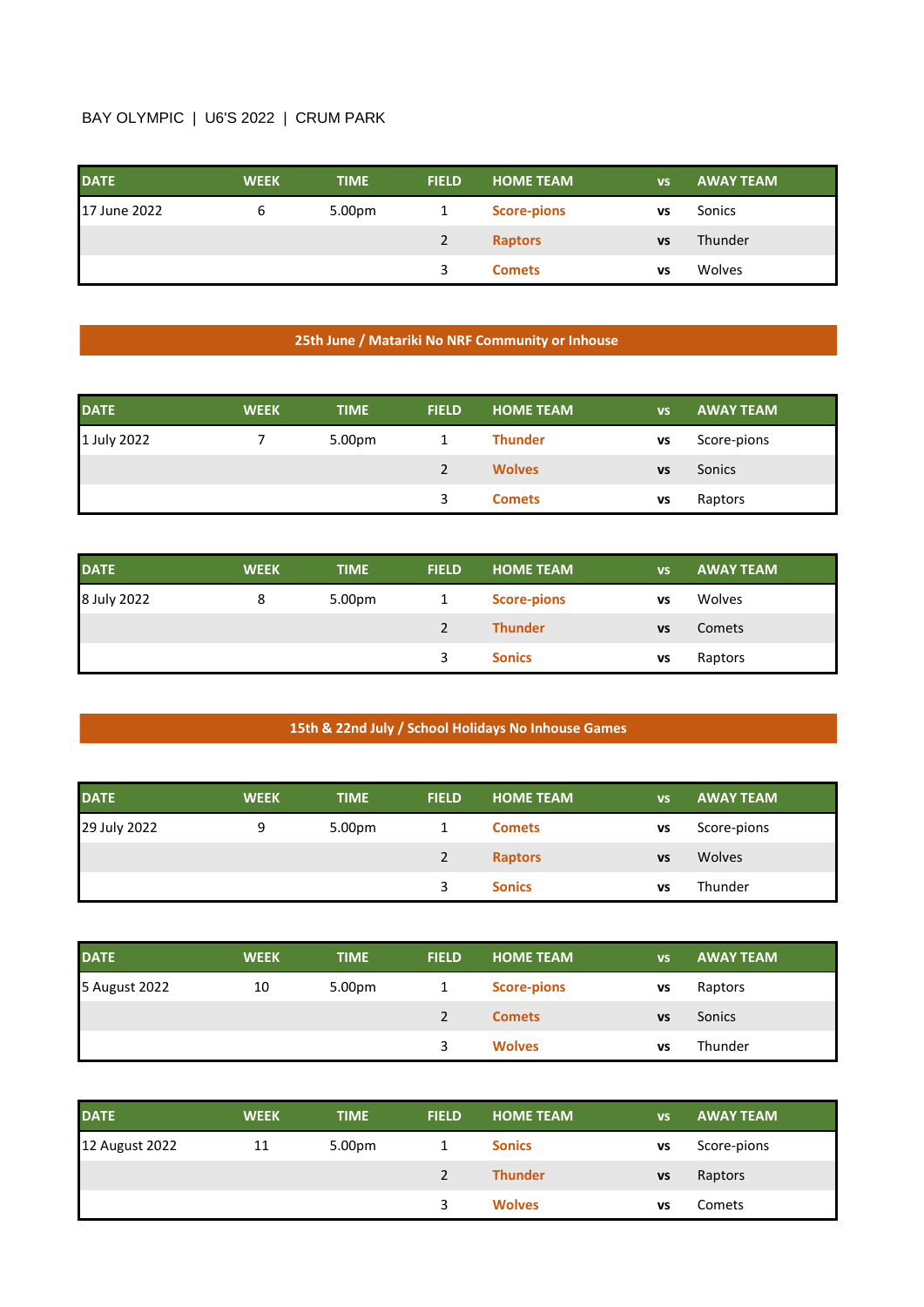BAY OLYMPIC | U6'S 2022 | CRUM PARK

| DATE | WEEK | TIME | FIELD | HOME TEAM | vs | AWAY TEAM |
|---|---|---|---|---|---|---|
| 17 June 2022 | 6 | 5.00pm | 1 | **Score-pions** | **vs** | Sonics |
| | | | 2 | **Raptors** | **vs** | Thunder |
| | | | 3 | **Comets** | **vs** | Wolves |

**25th June / Matariki No NRF Community or Inhouse**

| DATE | WEEK | TIME | FIELD | HOME TEAM | vs | AWAY TEAM |
|---|---|---|---|---|---|---|
| 1 July 2022 | 7 | 5.00pm | 1 | **Thunder** | **vs** | Score-pions |
| | | | 2 | **Wolves** | **vs** | Sonics |
| | | | 3 | **Comets** | **vs** | Raptors |

| DATE | WEEK | TIME | FIELD | HOME TEAM | vs | AWAY TEAM |
|---|---|---|---|---|---|---|
| 8 July 2022 | 8 | 5.00pm | 1 | **Score-pions** | **vs** | Wolves |
| | | | 2 | **Thunder** | **vs** | Comets |
| | | | 3 | **Sonics** | **vs** | Raptors |

**15th & 22nd July / School Holidays No Inhouse Games**

| DATE | WEEK | TIME | FIELD | HOME TEAM | vs | AWAY TEAM |
|---|---|---|---|---|---|---|
| 29 July 2022 | 9 | 5.00pm | 1 | **Comets** | **vs** | Score-pions |
| | | | 2 | **Raptors** | **vs** | Wolves |
| | | | 3 | **Sonics** | **vs** | Thunder |

| DATE | WEEK | TIME | FIELD | HOME TEAM | vs | AWAY TEAM |
|---|---|---|---|---|---|---|
| 5 August 2022 | 10 | 5.00pm | 1 | **Score-pions** | **vs** | Raptors |
| | | | 2 | **Comets** | **vs** | Sonics |
| | | | 3 | **Wolves** | **vs** | Thunder |

| DATE | WEEK | TIME | FIELD | HOME TEAM | vs | AWAY TEAM |
|---|---|---|---|---|---|---|
| 12 August 2022 | 11 | 5.00pm | 1 | **Sonics** | **vs** | Score-pions |
| | | | 2 | **Thunder** | **vs** | Raptors |
| | | | 3 | **Wolves** | **vs** | Comets |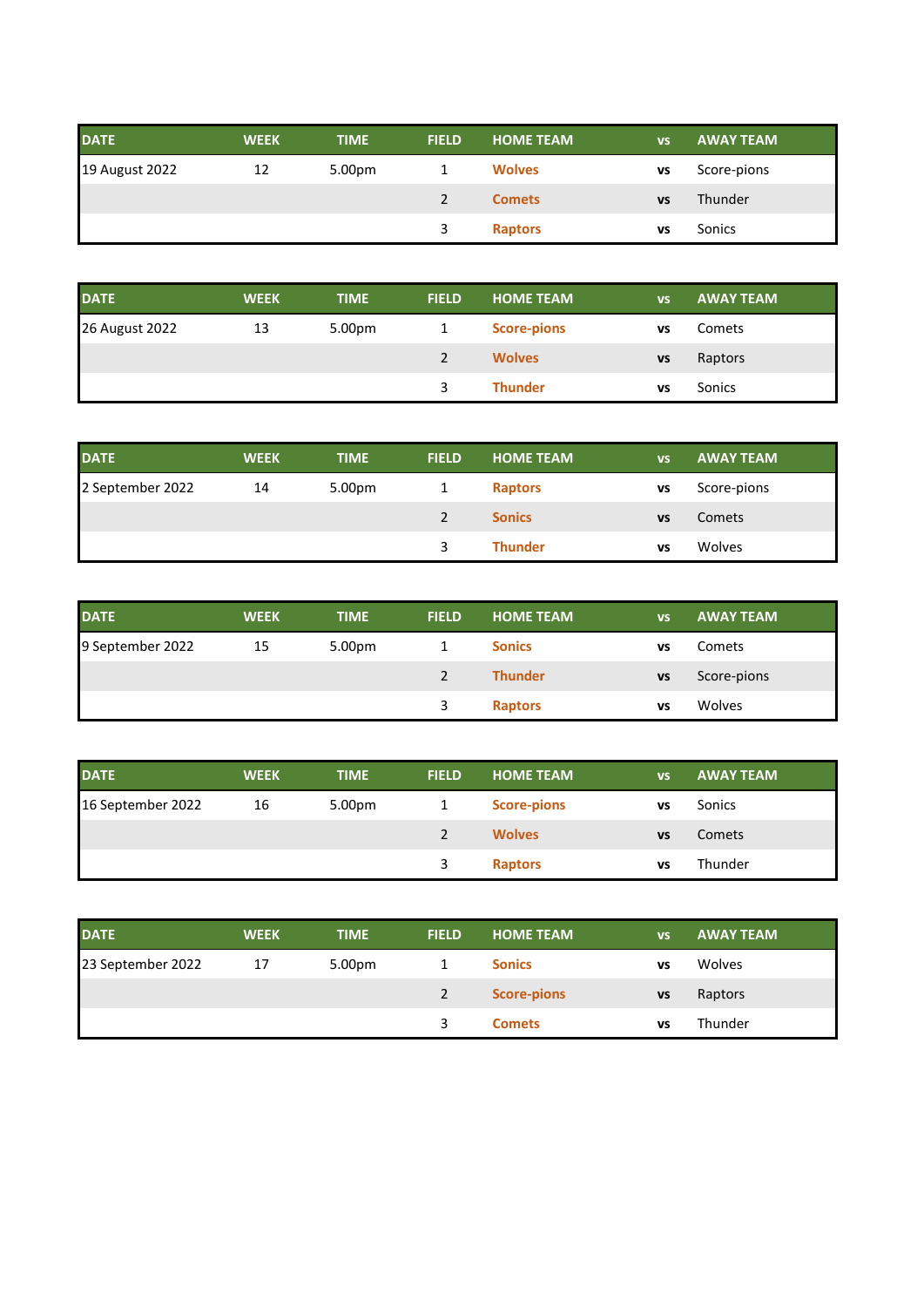| DATE | WEEK | TIME | FIELD | HOME TEAM | vs | AWAY TEAM |
|---|---|---|---|---|---|---|
| 19 August 2022 | 12 | 5.00pm | 1 | Wolves | vs | Score-pions |
| | | | 2 | Comets | vs | Thunder |
| | | | 3 | Raptors | vs | Sonics |

| DATE | WEEK | TIME | FIELD | HOME TEAM | vs | AWAY TEAM |
|---|---|---|---|---|---|---|
| 26 August 2022 | 13 | 5.00pm | 1 | Score-pions | vs | Comets |
| | | | 2 | Wolves | vs | Raptors |
| | | | 3 | Thunder | vs | Sonics |

| DATE | WEEK | TIME | FIELD | HOME TEAM | vs | AWAY TEAM |
|---|---|---|---|---|---|---|
| 2 September 2022 | 14 | 5.00pm | 1 | Raptors | vs | Score-pions |
| | | | 2 | Sonics | vs | Comets |
| | | | 3 | Thunder | vs | Wolves |

| DATE | WEEK | TIME | FIELD | HOME TEAM | vs | AWAY TEAM |
|---|---|---|---|---|---|---|
| 9 September 2022 | 15 | 5.00pm | 1 | Sonics | vs | Comets |
| | | | 2 | Thunder | vs | Score-pions |
| | | | 3 | Raptors | vs | Wolves |

| DATE | WEEK | TIME | FIELD | HOME TEAM | vs | AWAY TEAM |
|---|---|---|---|---|---|---|
| 16 September 2022 | 16 | 5.00pm | 1 | Score-pions | vs | Sonics |
| | | | 2 | Wolves | vs | Comets |
| | | | 3 | Raptors | vs | Thunder |

| DATE | WEEK | TIME | FIELD | HOME TEAM | vs | AWAY TEAM |
|---|---|---|---|---|---|---|
| 23 September 2022 | 17 | 5.00pm | 1 | Sonics | vs | Wolves |
| | | | 2 | Score-pions | vs | Raptors |
| | | | 3 | Comets | vs | Thunder |